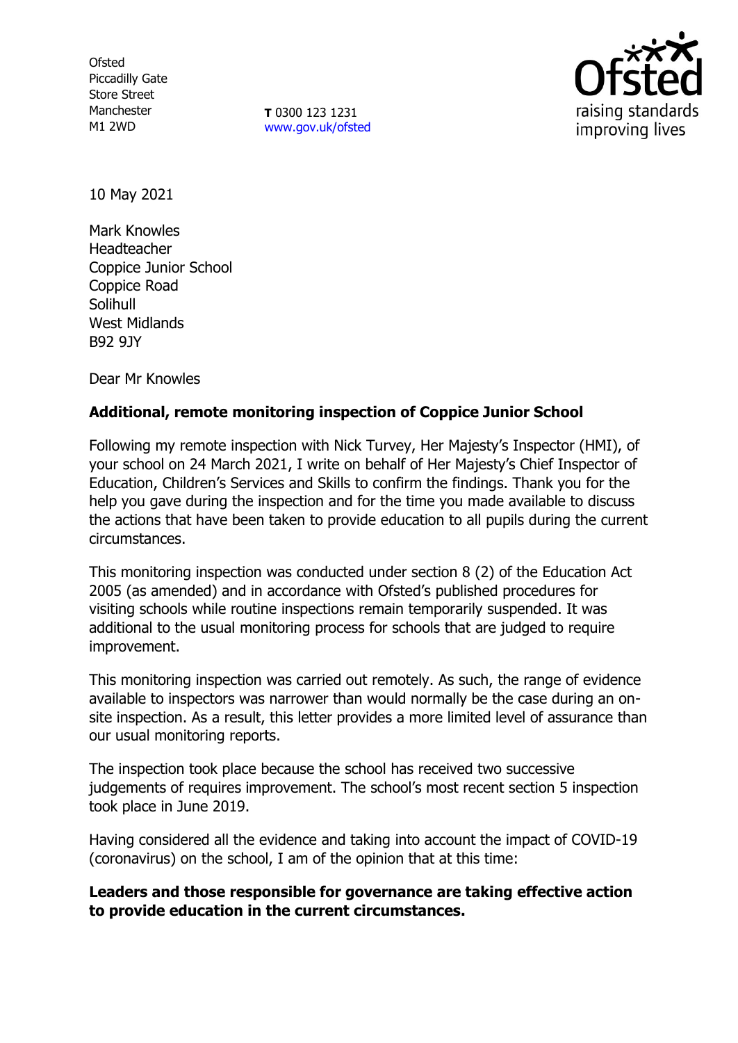Ofsted
Piccadilly Gate
Store Street
Manchester
M1 2WD

**T** 0300 123 1231
www.gov.uk/ofsted

10 May 2021

Mark Knowles
Headteacher
Coppice Junior School
Coppice Road
Solihull
West Midlands
B92 9JY

Dear Mr Knowles

**Additional, remote monitoring inspection of Coppice Junior School**

Following my remote inspection with Nick Turvey, Her Majesty's Inspector (HMI), of your school on 24 March 2021, I write on behalf of Her Majesty's Chief Inspector of Education, Children's Services and Skills to confirm the findings. Thank you for the help you gave during the inspection and for the time you made available to discuss the actions that have been taken to provide education to all pupils during the current circumstances.

This monitoring inspection was conducted under section 8 (2) of the Education Act 2005 (as amended) and in accordance with Ofsted's published procedures for visiting schools while routine inspections remain temporarily suspended. It was additional to the usual monitoring process for schools that are judged to require improvement.

This monitoring inspection was carried out remotely. As such, the range of evidence available to inspectors was narrower than would normally be the case during an on-site inspection. As a result, this letter provides a more limited level of assurance than our usual monitoring reports.

The inspection took place because the school has received two successive judgements of requires improvement. The school's most recent section 5 inspection took place in June 2019.

Having considered all the evidence and taking into account the impact of COVID-19 (coronavirus) on the school, I am of the opinion that at this time:

**Leaders and those responsible for governance are taking effective action to provide education in the current circumstances.**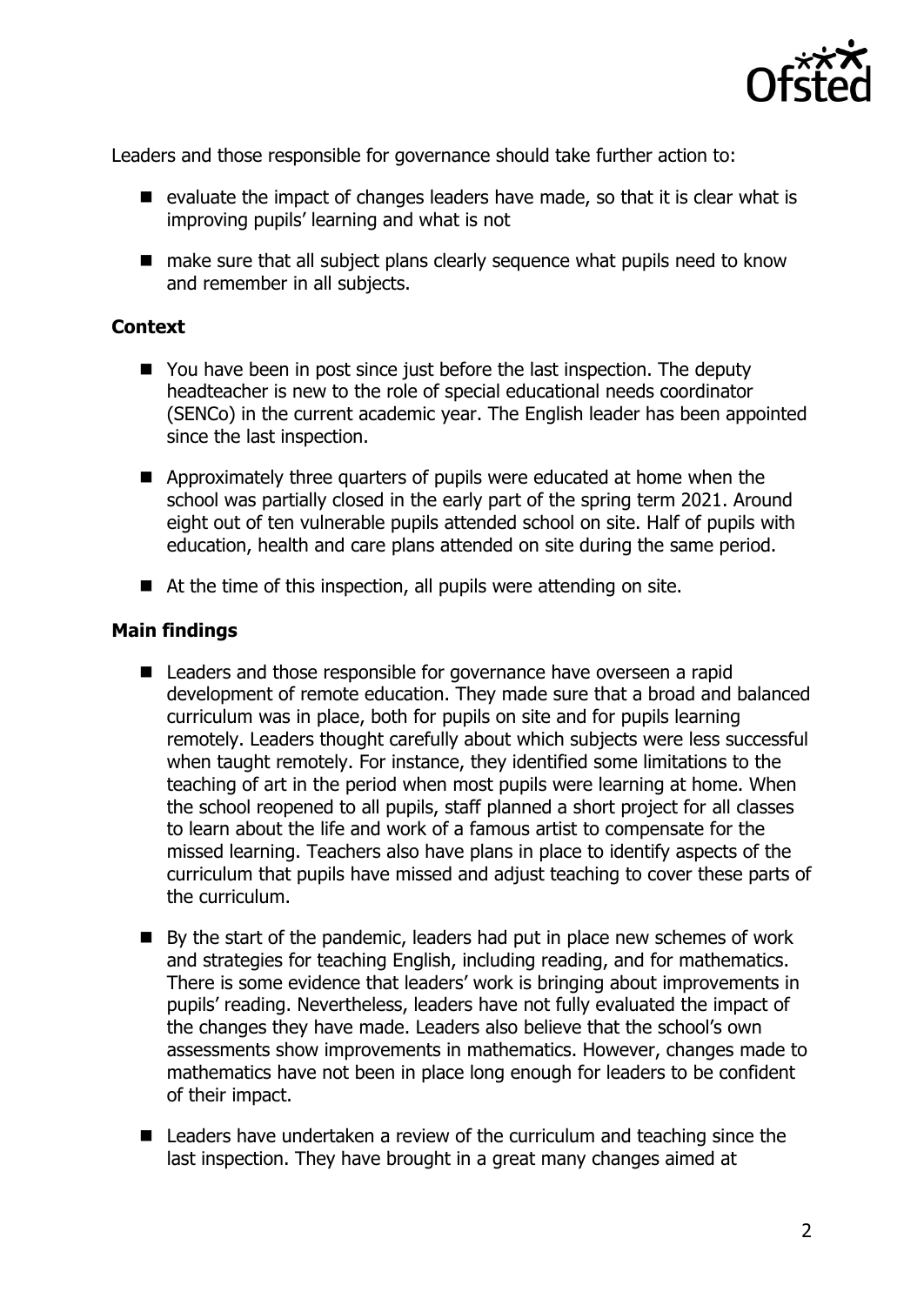Leaders and those responsible for governance should take further action to:

- evaluate the impact of changes leaders have made, so that it is clear what is improving pupils' learning and what is not
- make sure that all subject plans clearly sequence what pupils need to know and remember in all subjects.

### Context

- You have been in post since just before the last inspection. The deputy headteacher is new to the role of special educational needs coordinator (SENCo) in the current academic year. The English leader has been appointed since the last inspection.
- Approximately three quarters of pupils were educated at home when the school was partially closed in the early part of the spring term 2021. Around eight out of ten vulnerable pupils attended school on site. Half of pupils with education, health and care plans attended on site during the same period.
- At the time of this inspection, all pupils were attending on site.

### Main findings

- Leaders and those responsible for governance have overseen a rapid development of remote education. They made sure that a broad and balanced curriculum was in place, both for pupils on site and for pupils learning remotely. Leaders thought carefully about which subjects were less successful when taught remotely. For instance, they identified some limitations to the teaching of art in the period when most pupils were learning at home. When the school reopened to all pupils, staff planned a short project for all classes to learn about the life and work of a famous artist to compensate for the missed learning. Teachers also have plans in place to identify aspects of the curriculum that pupils have missed and adjust teaching to cover these parts of the curriculum.
- By the start of the pandemic, leaders had put in place new schemes of work and strategies for teaching English, including reading, and for mathematics. There is some evidence that leaders' work is bringing about improvements in pupils' reading. Nevertheless, leaders have not fully evaluated the impact of the changes they have made. Leaders also believe that the school's own assessments show improvements in mathematics. However, changes made to mathematics have not been in place long enough for leaders to be confident of their impact.
- Leaders have undertaken a review of the curriculum and teaching since the last inspection. They have brought in a great many changes aimed at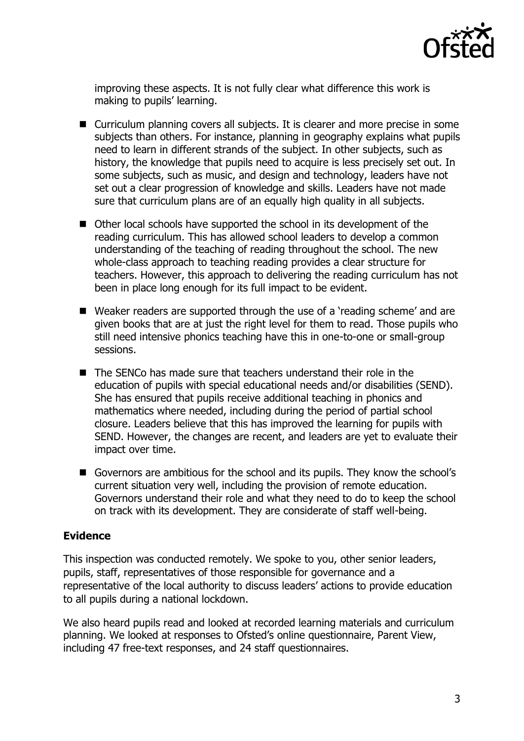improving these aspects. It is not fully clear what difference this work is making to pupils' learning.

- Curriculum planning covers all subjects. It is clearer and more precise in some subjects than others. For instance, planning in geography explains what pupils need to learn in different strands of the subject. In other subjects, such as history, the knowledge that pupils need to acquire is less precisely set out. In some subjects, such as music, and design and technology, leaders have not set out a clear progression of knowledge and skills. Leaders have not made sure that curriculum plans are of an equally high quality in all subjects.
- Other local schools have supported the school in its development of the reading curriculum. This has allowed school leaders to develop a common understanding of the teaching of reading throughout the school. The new whole-class approach to teaching reading provides a clear structure for teachers. However, this approach to delivering the reading curriculum has not been in place long enough for its full impact to be evident.
- Weaker readers are supported through the use of a 'reading scheme' and are given books that are at just the right level for them to read. Those pupils who still need intensive phonics teaching have this in one-to-one or small-group sessions.
- The SENCo has made sure that teachers understand their role in the education of pupils with special educational needs and/or disabilities (SEND). She has ensured that pupils receive additional teaching in phonics and mathematics where needed, including during the period of partial school closure. Leaders believe that this has improved the learning for pupils with SEND. However, the changes are recent, and leaders are yet to evaluate their impact over time.
- Governors are ambitious for the school and its pupils. They know the school's current situation very well, including the provision of remote education. Governors understand their role and what they need to do to keep the school on track with its development. They are considerate of staff well-being.

### Evidence

This inspection was conducted remotely. We spoke to you, other senior leaders, pupils, staff, representatives of those responsible for governance and a representative of the local authority to discuss leaders' actions to provide education to all pupils during a national lockdown.

We also heard pupils read and looked at recorded learning materials and curriculum planning. We looked at responses to Ofsted's online questionnaire, Parent View, including 47 free-text responses, and 24 staff questionnaires.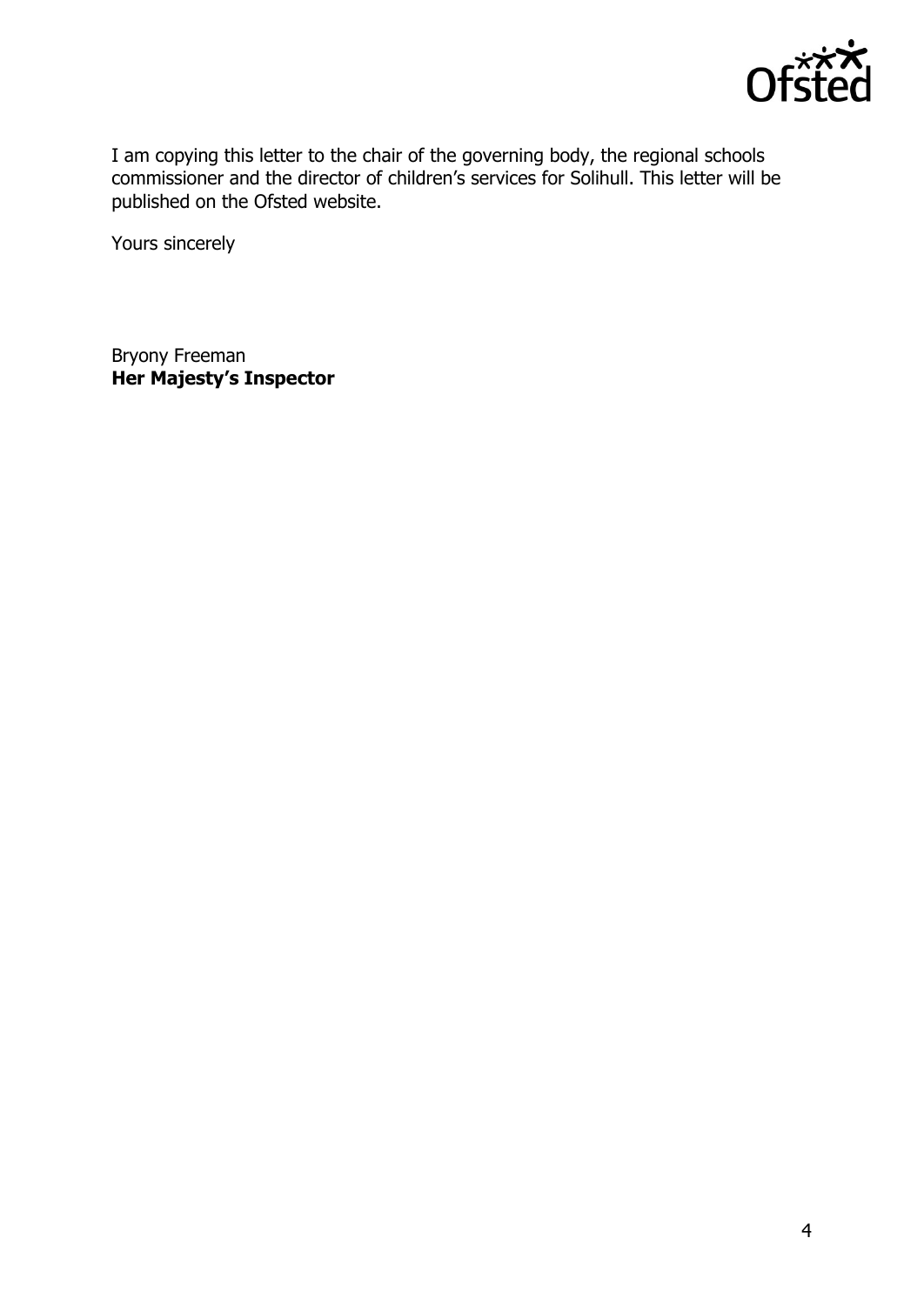I am copying this letter to the chair of the governing body, the regional schools commissioner and the director of children's services for Solihull. This letter will be published on the Ofsted website.

Yours sincerely

Bryony Freeman
**Her Majesty's Inspector**